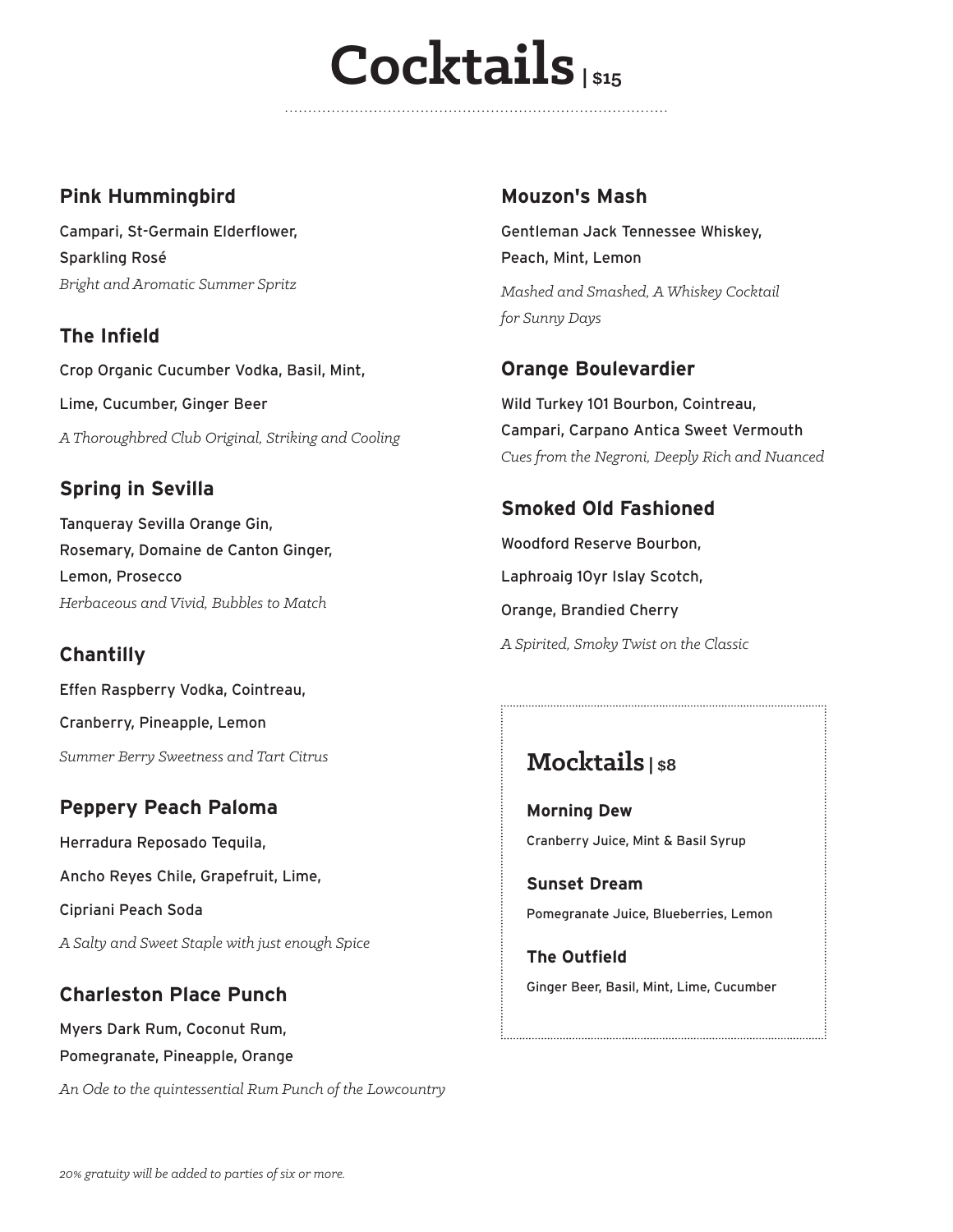# Cocktails | $15

### Pink Hummingbird

Campari, St-Germain Elderflower,
Sparkling Rosé

*Bright and Aromatic Summer Spritz*

### The Infield

Crop Organic Cucumber Vodka, Basil, Mint,
Lime, Cucumber, Ginger Beer

*A Thoroughbred Club Original, Striking and Cooling*

### Spring in Sevilla

Tanqueray Sevilla Orange Gin,
Rosemary, Domaine de Canton Ginger,
Lemon, Prosecco

*Herbaceous and Vivid, Bubbles to Match*

### Chantilly

Effen Raspberry Vodka, Cointreau,
Cranberry, Pineapple, Lemon

*Summer Berry Sweetness and Tart Citrus*

### Peppery Peach Paloma

Herradura Reposado Tequila,
Ancho Reyes Chile, Grapefruit, Lime,
Cipriani Peach Soda

*A Salty and Sweet Staple with just enough Spice*

### Charleston Place Punch

Myers Dark Rum, Coconut Rum,
Pomegranate, Pineapple, Orange

*An Ode to the quintessential Rum Punch of the Lowcountry*

### Mouzon's Mash

Gentleman Jack Tennessee Whiskey,
Peach, Mint, Lemon

*Mashed and Smashed, A Whiskey Cocktail for Sunny Days*

### Orange Boulevardier

Wild Turkey 101 Bourbon, Cointreau,
Campari, Carpano Antica Sweet Vermouth

*Cues from the Negroni, Deeply Rich and Nuanced*

### Smoked Old Fashioned

Woodford Reserve Bourbon,
Laphroaig 10yr Islay Scotch,
Orange, Brandied Cherry

*A Spirited, Smoky Twist on the Classic*

## Mocktails | $8

### Morning Dew

Cranberry Juice, Mint & Basil Syrup

### Sunset Dream

Pomegranate Juice, Blueberries, Lemon

### The Outfield

Ginger Beer, Basil, Mint, Lime, Cucumber

*20% gratuity will be added to parties of six or more.*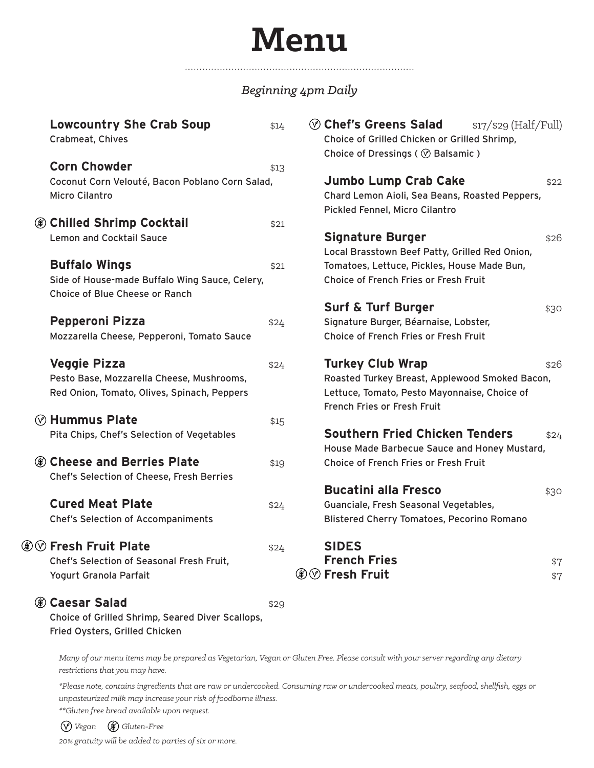# Menu

*Beginning 4pm Daily*

**Lowcountry She Crab Soup** $14
Crabmeat, Chives

**Corn Chowder** $13
Coconut Corn Velouté, Bacon Poblano Corn Salad, Micro Cilantro

(GF) **Chilled Shrimp Cocktail** $21
Lemon and Cocktail Sauce

**Buffalo Wings** $21
Side of House-made Buffalo Wing Sauce, Celery, Choice of Blue Cheese or Ranch

**Pepperoni Pizza** $24
Mozzarella Cheese, Pepperoni, Tomato Sauce

**Veggie Pizza** $24
Pesto Base, Mozzarella Cheese, Mushrooms, Red Onion, Tomato, Olives, Spinach, Peppers

(V) **Hummus Plate** $15
Pita Chips, Chef's Selection of Vegetables

(GF) **Cheese and Berries Plate** $19
Chef's Selection of Cheese, Fresh Berries

**Cured Meat Plate** $24
Chef's Selection of Accompaniments

(GF) (V) **Fresh Fruit Plate** $24
Chef's Selection of Seasonal Fresh Fruit, Yogurt Granola Parfait

(GF) **Caesar Salad** $29
Choice of Grilled Shrimp, Seared Diver Scallops, Fried Oysters, Grilled Chicken

(V) **Chef's Greens Salad** $17/$29 (Half/Full)
Choice of Grilled Chicken or Grilled Shrimp, Choice of Dressings ( (V) Balsamic )

**Jumbo Lump Crab Cake** $22
Chard Lemon Aioli, Sea Beans, Roasted Peppers, Pickled Fennel, Micro Cilantro

**Signature Burger** $26
Local Brasstown Beef Patty, Grilled Red Onion, Tomatoes, Lettuce, Pickles, House Made Bun, Choice of French Fries or Fresh Fruit

**Surf & Turf Burger** $30
Signature Burger, Béarnaise, Lobster, Choice of French Fries or Fresh Fruit

**Turkey Club Wrap** $26
Roasted Turkey Breast, Applewood Smoked Bacon, Lettuce, Tomato, Pesto Mayonnaise, Choice of French Fries or Fresh Fruit

**Southern Fried Chicken Tenders** $24
House Made Barbecue Sauce and Honey Mustard, Choice of French Fries or Fresh Fruit

**Bucatini alla Fresco** $30
Guanciale, Fresh Seasonal Vegetables, Blistered Cherry Tomatoes, Pecorino Romano

**SIDES**

**French Fries** $7
(GF) (V) **Fresh Fruit** $7

*Many of our menu items may be prepared as Vegetarian, Vegan or Gluten Free. Please consult with your server regarding any dietary restrictions that you may have.*

*\*Please note, contains ingredients that are raw or undercooked. Consuming raw or undercooked meats, poultry, seafood, shellfish, eggs or unpasteurized milk may increase your risk of foodborne illness.*

*\*\*Gluten free bread available upon request.*

(V) *Vegan* (GF) *Gluten-Free*

*20% gratuity will be added to parties of six or more.*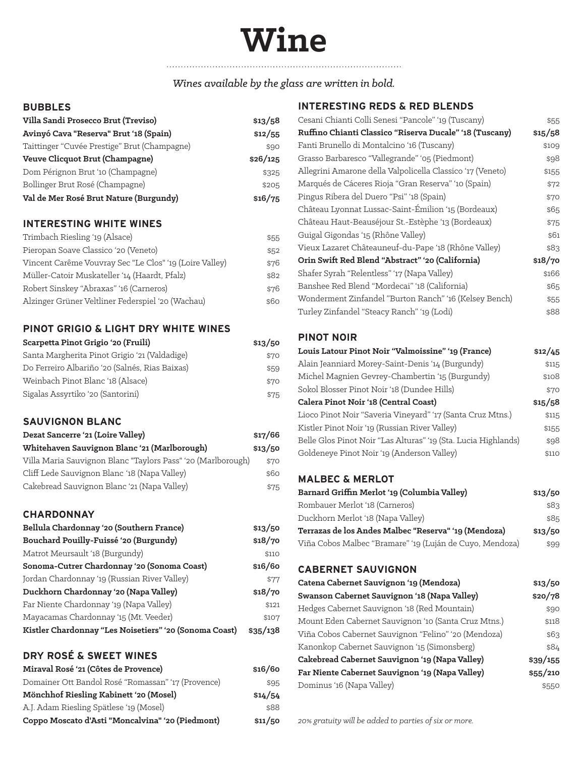# Wine

*Wines available by the glass are written in bold.*

## BUBBLES

| | |
|---|---|
| **Villa Sandi Prosecco Brut (Treviso)** | **$13/58** |
| **Avinyó Cava "Reserva" Brut '18 (Spain)** | **$12/55** |
| Taittinger "Cuvée Prestige" Brut (Champagne) | $90 |
| **Veuve Clicquot Brut (Champagne)** | **$26/125** |
| Dom Pérignon Brut '10 (Champagne) | $325 |
| Bollinger Brut Rosé (Champagne) | $205 |
| **Val de Mer Rosé Brut Nature (Burgundy)** | **$16/75** |

## INTERESTING WHITE WINES

| | |
|---|---|
| Trimbach Riesling '19 (Alsace) | $55 |
| Pieropan Soave Classico '20 (Veneto) | $52 |
| Vincent Carême Vouvray Sec "Le Clos" '19 (Loire Valley) | $76 |
| Müller-Catoir Muskateller '14 (Haardt, Pfalz) | $82 |
| Robert Sinskey "Abraxas" '16 (Carneros) | $76 |
| Alzinger Grüner Veltliner Federspiel '20 (Wachau) | $60 |

## PINOT GRIGIO & LIGHT DRY WHITE WINES

| | |
|---|---|
| **Scarpetta Pinot Grigio '20 (Fruili)** | **$13/50** |
| Santa Margherita Pinot Grigio '21 (Valdadige) | $70 |
| Do Ferreiro Albariño '20 (Salnés, Rias Baixas) | $59 |
| Weinbach Pinot Blanc '18 (Alsace) | $70 |
| Sigalas Assyrtiko '20 (Santorini) | $75 |

## SAUVIGNON BLANC

| | |
|---|---|
| **Dezat Sancerre '21 (Loire Valley)** | **$17/66** |
| **Whitehaven Sauvignon Blanc '21 (Marlborough)** | **$13/50** |
| Villa Maria Sauvignon Blanc "Taylors Pass" '20 (Marlborough) | $70 |
| Cliff Lede Sauvignon Blanc '18 (Napa Valley) | $60 |
| Cakebread Sauvignon Blanc '21 (Napa Valley) | $75 |

## CHARDONNAY

| | |
|---|---|
| **Bellula Chardonnay '20 (Southern France)** | **$13/50** |
| **Bouchard Pouilly-Fuissé '20 (Burgundy)** | **$18/70** |
| Matrot Meursault '18 (Burgundy) | $110 |
| **Sonoma-Cutrer Chardonnay '20 (Sonoma Coast)** | **$16/60** |
| Jordan Chardonnay '19 (Russian River Valley) | $77 |
| **Duckhorn Chardonnay '20 (Napa Valley)** | **$18/70** |
| Far Niente Chardonnay '19 (Napa Valley) | $121 |
| Mayacamas Chardonnay '15 (Mt. Veeder) | $107 |
| **Kistler Chardonnay "Les Noisetiers" '20 (Sonoma Coast)** | **$35/138** |

## DRY ROSÉ & SWEET WINES

| | |
|---|---|
| **Miraval Rosé '21 (Côtes de Provence)** | **$16/60** |
| Domainer Ott Bandol Rosé "Romassan" '17 (Provence) | $95 |
| **Mönchhof Riesling Kabinett '20 (Mosel)** | **$14/54** |
| A.J. Adam Riesling Spätlese '19 (Mosel) | $88 |
| **Coppo Moscato d'Asti "Moncalvina" '20 (Piedmont)** | **$11/50** |

## INTERESTING REDS & RED BLENDS

| | |
|---|---|
| Cesani Chianti Colli Senesi "Pancole" '19 (Tuscany) | $55 |
| **Ruffino Chianti Classico "Riserva Ducale" '18 (Tuscany)** | **$15/58** |
| Fanti Brunello di Montalcino '16 (Tuscany) | $109 |
| Grasso Barbaresco "Vallegrande" '05 (Piedmont) | $98 |
| Allegrini Amarone della Valpolicella Classico '17 (Veneto) | $155 |
| Marqués de Cáceres Rioja "Gran Reserva" '10 (Spain) | $72 |
| Pingus Ribera del Duero "Psi" '18 (Spain) | $70 |
| Château Lyonnat Lussac-Saint-Émilion '15 (Bordeaux) | $65 |
| Château Haut-Beauséjour St.-Estèphe '13 (Bordeaux) | $75 |
| Guigal Gigondas '15 (Rhône Valley) | $61 |
| Vieux Lazaret Châteauneuf-du-Pape '18 (Rhône Valley) | $83 |
| **Orin Swift Red Blend "Abstract" '20 (California)** | **$18/70** |
| Shafer Syrah "Relentless" '17 (Napa Valley) | $166 |
| Banshee Red Blend "Mordecai" '18 (California) | $65 |
| Wonderment Zinfandel "Burton Ranch" '16 (Kelsey Bench) | $55 |
| Turley Zinfandel "Steacy Ranch" '19 (Lodi) | $88 |

## PINOT NOIR

| | |
|---|---|
| **Louis Latour Pinot Noir "Valmoissine" '19 (France)** | **$12/45** |
| Alain Jeanniard Morey-Saint-Denis '14 (Burgundy) | $115 |
| Michel Magnien Gevrey-Chambertin '15 (Burgundy) | $108 |
| Sokol Blosser Pinot Noir '18 (Dundee Hills) | $70 |
| **Calera Pinot Noir '18 (Central Coast)** | **$15/58** |
| Lioco Pinot Noir "Saveria Vineyard" '17 (Santa Cruz Mtns.) | $115 |
| Kistler Pinot Noir '19 (Russian River Valley) | $155 |
| Belle Glos Pinot Noir "Las Alturas" '19 (Sta. Lucia Highlands) | $98 |
| Goldeneye Pinot Noir '19 (Anderson Valley) | $110 |

## MALBEC & MERLOT

| | |
|---|---|
| **Barnard Griffin Merlot '19 (Columbia Valley)** | **$13/50** |
| Rombauer Merlot '18 (Carneros) | $83 |
| Duckhorn Merlot '18 (Napa Valley) | $85 |
| **Terrazas de los Andes Malbec "Reserva" '19 (Mendoza)** | **$13/50** |
| Viña Cobos Malbec "Bramare" '19 (Luján de Cuyo, Mendoza) | $99 |

## CABERNET SAUVIGNON

| | |
|---|---|
| **Catena Cabernet Sauvignon '19 (Mendoza)** | **$13/50** |
| **Swanson Cabernet Sauvignon '18 (Napa Valley)** | **$20/78** |
| Hedges Cabernet Sauvignon '18 (Red Mountain) | $90 |
| Mount Eden Cabernet Sauvignon '10 (Santa Cruz Mtns.) | $118 |
| Viña Cobos Cabernet Sauvignon "Felino" '20 (Mendoza) | $63 |
| Kanonkop Cabernet Sauvignon '15 (Simonsberg) | $84 |
| **Cakebread Cabernet Sauvignon '19 (Napa Valley)** | **$39/155** |
| **Far Niente Cabernet Sauvignon '19 (Napa Valley)** | **$55/210** |
| Dominus '16 (Napa Valley) | $550 |

*20% gratuity will be added to parties of six or more.*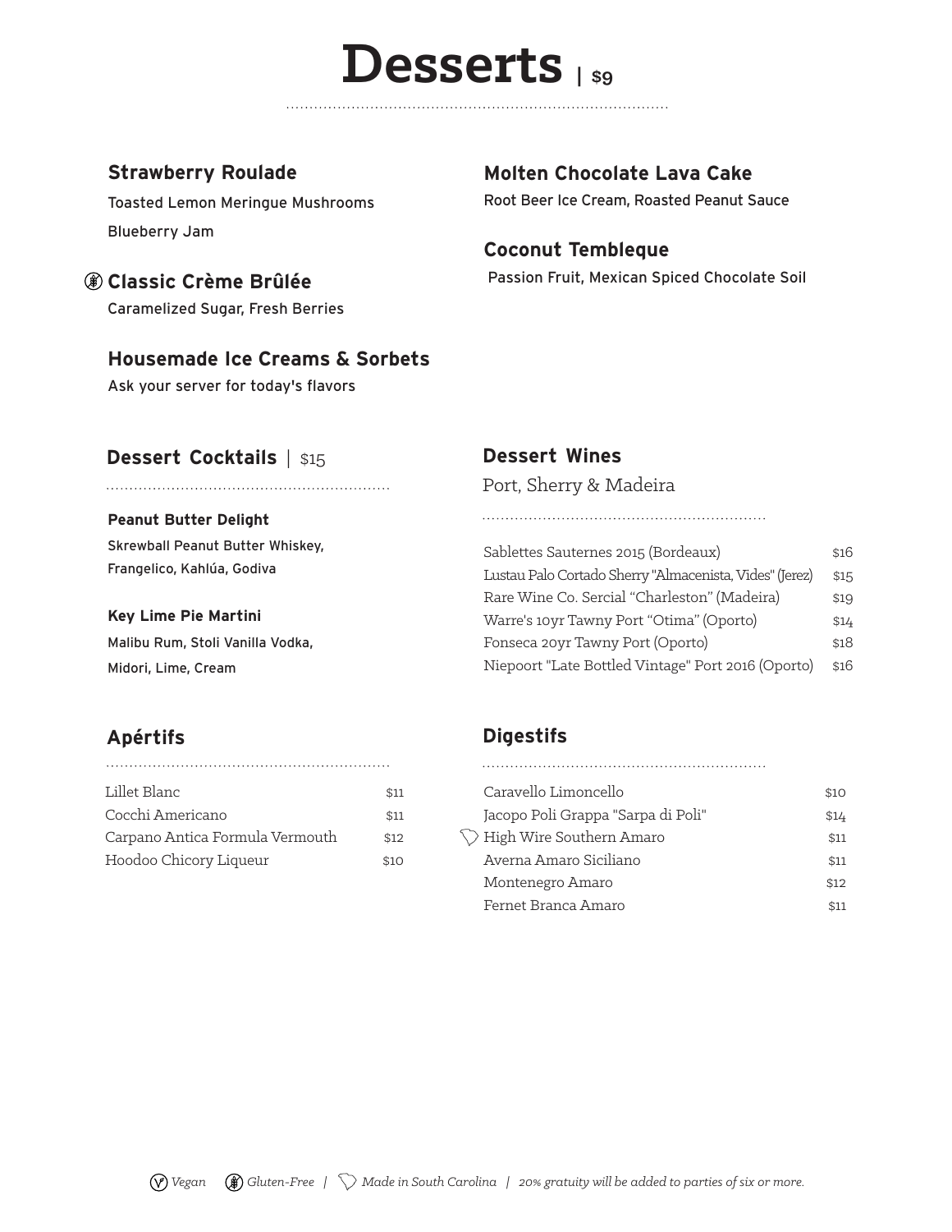# Desserts | $9

### Strawberry Roulade
Toasted Lemon Meringue Mushrooms
Blueberry Jam

### Classic Crème Brûlée (Gluten-Free)
Caramelized Sugar, Fresh Berries

### Housemade Ice Creams & Sorbets
Ask your server for today's flavors

### Molten Chocolate Lava Cake
Root Beer Ice Cream, Roasted Peanut Sauce

### Coconut Tembleque
Passion Fruit, Mexican Spiced Chocolate Soil

## Dessert Cocktails | $15

**Peanut Butter Delight**
Skrewball Peanut Butter Whiskey, Frangelico, Kahlúa, Godiva

**Key Lime Pie Martini**
Malibu Rum, Stoli Vanilla Vodka, Midori, Lime, Cream

## Dessert Wines
Port, Sherry & Madeira

| Wine | Price |
|---|---|
| Sablettes Sauternes 2015 (Bordeaux) | $16 |
| Lustau Palo Cortado Sherry "Almacenista, Vides" (Jerez) | $15 |
| Rare Wine Co. Sercial "Charleston" (Madeira) | $19 |
| Warre's 10yr Tawny Port "Otima" (Oporto) | $14 |
| Fonseca 20yr Tawny Port (Oporto) | $18 |
| Niepoort "Late Bottled Vintage" Port 2016 (Oporto) | $16 |

## Apértifs

| Apértif | Price |
|---|---|
| Lillet Blanc | $11 |
| Cocchi Americano | $11 |
| Carpano Antica Formula Vermouth | $12 |
| Hoodoo Chicory Liqueur | $10 |

## Digestifs

| Digestif | Price |
|---|---|
| Caravello Limoncello | $10 |
| Jacopo Poli Grappa "Sarpa di Poli" | $14 |
| High Wire Southern Amaro (Made in South Carolina) | $11 |
| Averna Amaro Siciliano | $11 |
| Montenegro Amaro | $12 |
| Fernet Branca Amaro | $11 |

*Vegan* | *Gluten-Free* | *Made in South Carolina* | *20% gratuity will be added to parties of six or more.*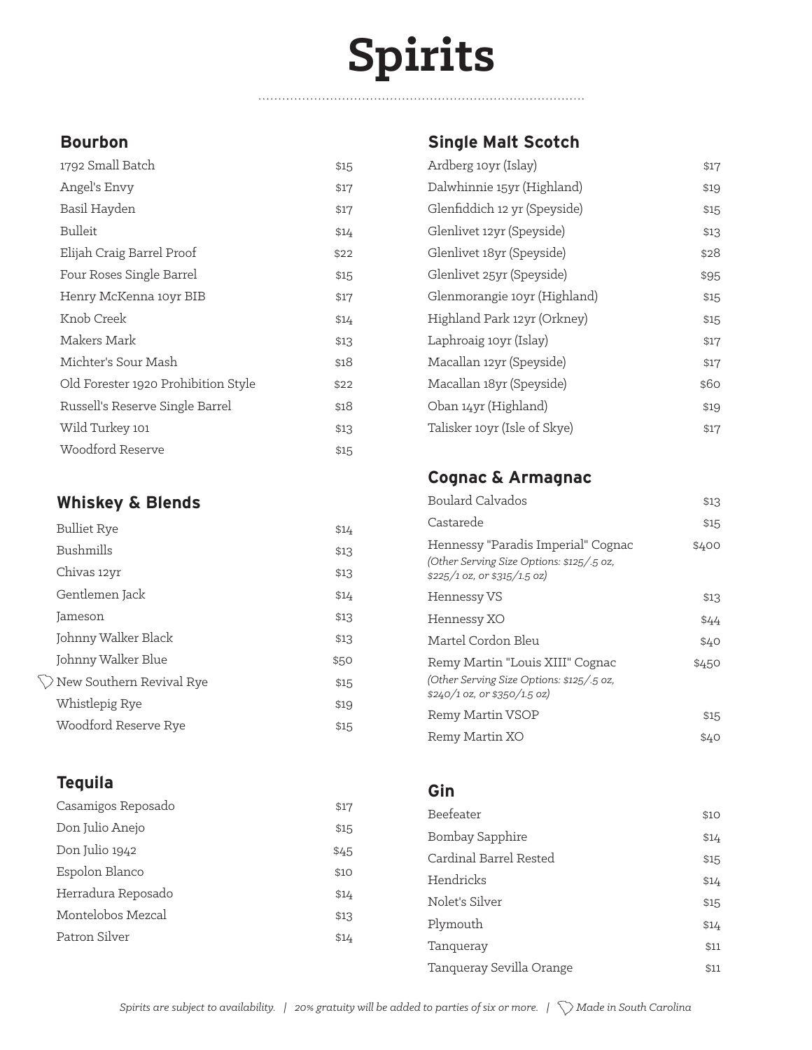# Spirits

## Bourbon

| Item | Price |
|---|---|
| 1792 Small Batch | $15 |
| Angel's Envy | $17 |
| Basil Hayden | $17 |
| Bulleit | $14 |
| Elijah Craig Barrel Proof | $22 |
| Four Roses Single Barrel | $15 |
| Henry McKenna 10yr BIB | $17 |
| Knob Creek | $14 |
| Makers Mark | $13 |
| Michter's Sour Mash | $18 |
| Old Forester 1920 Prohibition Style | $22 |
| Russell's Reserve Single Barrel | $18 |
| Wild Turkey 101 | $13 |
| Woodford Reserve | $15 |

## Whiskey & Blends

| Item | Price |
|---|---|
| Bulliet Rye | $14 |
| Bushmills | $13 |
| Chivas 12yr | $13 |
| Gentlemen Jack | $14 |
| Jameson | $13 |
| Johnny Walker Black | $13 |
| Johnny Walker Blue | $50 |
| New Southern Revival Rye (Made in South Carolina) | $15 |
| Whistlepig Rye | $19 |
| Woodford Reserve Rye | $15 |

## Tequila

| Item | Price |
|---|---|
| Casamigos Reposado | $17 |
| Don Julio Anejo | $15 |
| Don Julio 1942 | $45 |
| Espolon Blanco | $10 |
| Herradura Reposado | $14 |
| Montelobos Mezcal | $13 |
| Patron Silver | $14 |

## Single Malt Scotch

| Item | Price |
|---|---|
| Ardberg 10yr (Islay) | $17 |
| Dalwhinnie 15yr (Highland) | $19 |
| Glenfiddich 12 yr (Speyside) | $15 |
| Glenlivet 12yr (Speyside) | $13 |
| Glenlivet 18yr (Speyside) | $28 |
| Glenlivet 25yr (Speyside) | $95 |
| Glenmorangie 10yr (Highland) | $15 |
| Highland Park 12yr (Orkney) | $15 |
| Laphroaig 10yr (Islay) | $17 |
| Macallan 12yr (Speyside) | $17 |
| Macallan 18yr (Speyside) | $60 |
| Oban 14yr (Highland) | $19 |
| Talisker 10yr (Isle of Skye) | $17 |

## Cognac & Armagnac

| Item | Price |
|---|---|
| Boulard Calvados | $13 |
| Castarede | $15 |
| Hennessy "Paradis Imperial" Cognac *(Other Serving Size Options: $125/.5 oz, $225/1 oz, or $315/1.5 oz)* | $400 |
| Hennessy VS | $13 |
| Hennessy XO | $44 |
| Martel Cordon Bleu | $40 |
| Remy Martin "Louis XIII" Cognac *(Other Serving Size Options: $125/.5 oz, $240/1 oz, or $350/1.5 oz)* | $450 |
| Remy Martin VSOP | $15 |
| Remy Martin XO | $40 |

## Gin

| Item | Price |
|---|---|
| Beefeater | $10 |
| Bombay Sapphire | $14 |
| Cardinal Barrel Rested | $15 |
| Hendricks | $14 |
| Nolet's Silver | $15 |
| Plymouth | $14 |
| Tanqueray | $11 |
| Tanqueray Sevilla Orange | $11 |

*Spirits are subject to availability. | 20% gratuity will be added to parties of six or more. | Made in South Carolina*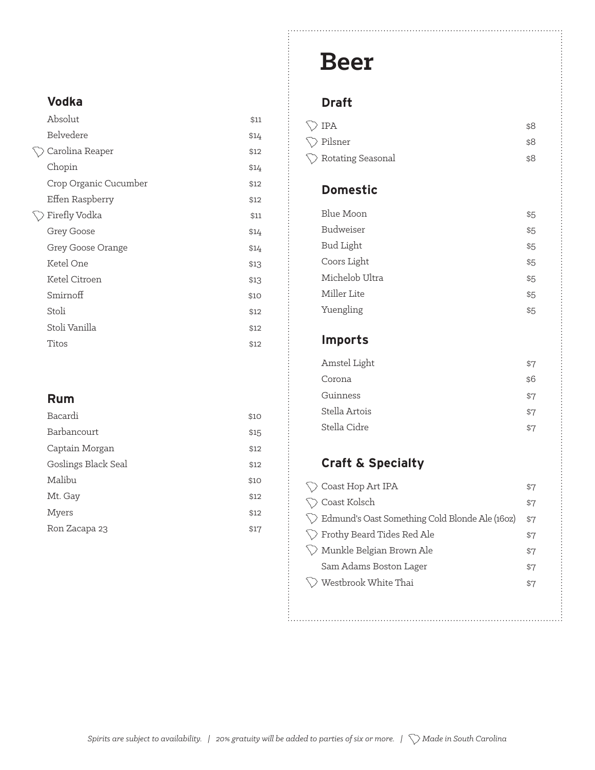### Vodka

| | |
|---|---|
| Absolut | $11 |
| Belvedere | $14 |
| Carolina Reaper | $12 |
| Chopin | $14 |
| Crop Organic Cucumber | $12 |
| Effen Raspberry | $12 |
| Firefly Vodka | $11 |
| Grey Goose | $14 |
| Grey Goose Orange | $14 |
| Ketel One | $13 |
| Ketel Citroen | $13 |
| Smirnoff | $10 |
| Stoli | $12 |
| Stoli Vanilla | $12 |
| Titos | $12 |

### Rum

| | |
|---|---|
| Bacardi | $10 |
| Barbancourt | $15 |
| Captain Morgan | $12 |
| Goslings Black Seal | $12 |
| Malibu | $10 |
| Mt. Gay | $12 |
| Myers | $12 |
| Ron Zacapa 23 | $17 |

# Beer

### Draft

| | |
|---|---|
| IPA | $8 |
| Pilsner | $8 |
| Rotating Seasonal | $8 |

### Domestic

| | |
|---|---|
| Blue Moon | $5 |
| Budweiser | $5 |
| Bud Light | $5 |
| Coors Light | $5 |
| Michelob Ultra | $5 |
| Miller Lite | $5 |
| Yuengling | $5 |

### Imports

| | |
|---|---|
| Amstel Light | $7 |
| Corona | $6 |
| Guinness | $7 |
| Stella Artois | $7 |
| Stella Cidre | $7 |

### Craft & Specialty

| | |
|---|---|
| Coast Hop Art IPA | $7 |
| Coast Kolsch | $7 |
| Edmund's Oast Something Cold Blonde Ale (16oz) | $7 |
| Frothy Beard Tides Red Ale | $7 |
| Munkle Belgian Brown Ale | $7 |
| Sam Adams Boston Lager | $7 |
| Westbrook White Thai | $7 |

*Spirits are subject to availability. | 20% gratuity will be added to parties of six or more. | Made in South Carolina*